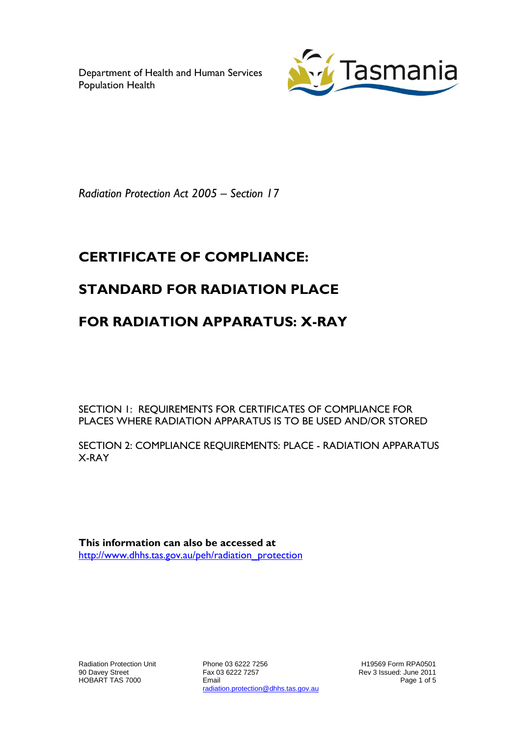Department of Health and Human Services
Population Health

*Radiation Protection Act 2005 – Section 17*

# CERTIFICATE OF COMPLIANCE:

# STANDARD FOR RADIATION PLACE

# FOR RADIATION APPARATUS: X-RAY

SECTION 1: REQUIREMENTS FOR CERTIFICATES OF COMPLIANCE FOR PLACES WHERE RADIATION APPARATUS IS TO BE USED AND/OR STORED

SECTION 2: COMPLIANCE REQUIREMENTS: PLACE - RADIATION APPARATUS X-RAY

**This information can also be accessed at**
http://www.dhhs.tas.gov.au/peh/radiation_protection

Radiation Protection Unit
90 Davey Street
HOBART TAS 7000

Phone 03 6222 7256
Fax 03 6222 7257
Email
radiation.protection@dhhs.tas.gov.au

H19569 Form RPA0501
Rev 3 Issued: June 2011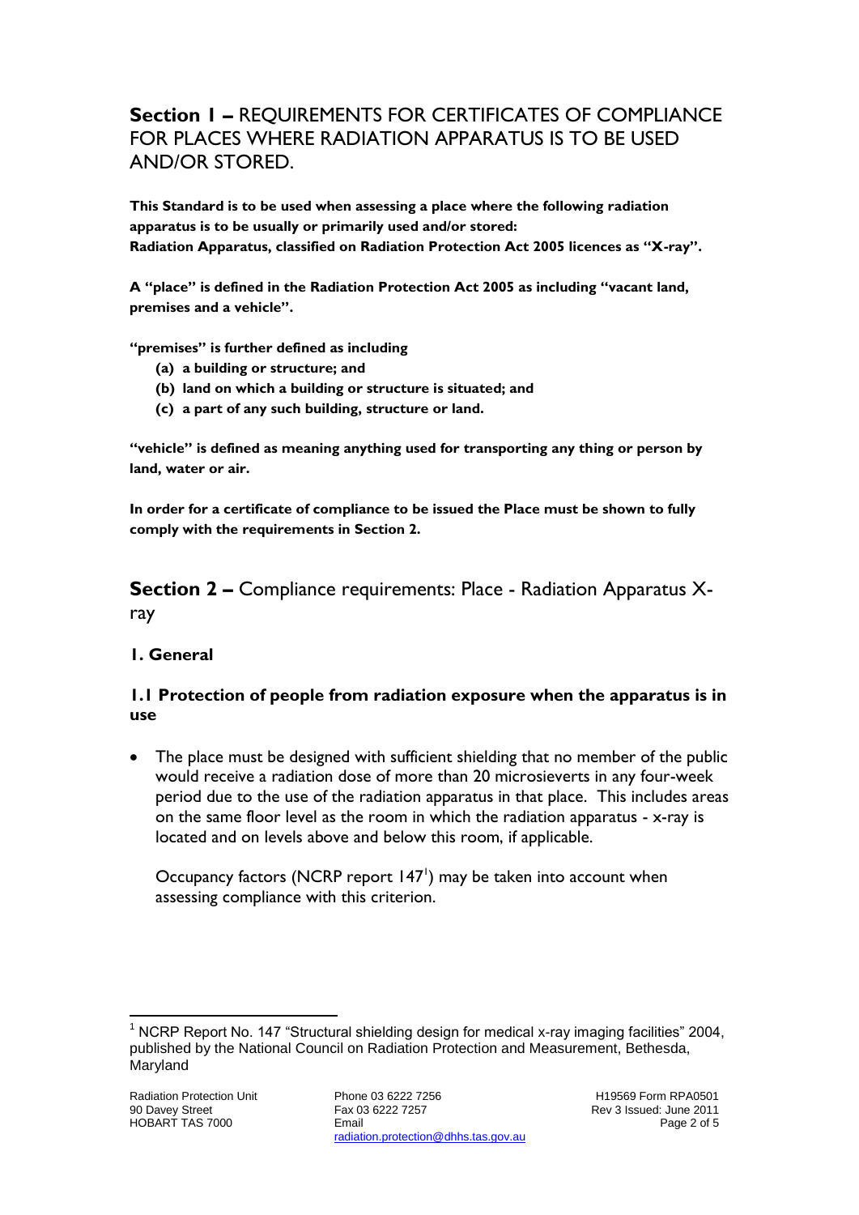## Section 1 – REQUIREMENTS FOR CERTIFICATES OF COMPLIANCE FOR PLACES WHERE RADIATION APPARATUS IS TO BE USED AND/OR STORED.

**This Standard is to be used when assessing a place where the following radiation apparatus is to be usually or primarily used and/or stored:**
**Radiation Apparatus, classified on Radiation Protection Act 2005 licences as "X-ray".**

**A "place" is defined in the Radiation Protection Act 2005 as including "vacant land, premises and a vehicle".**

**"premises" is further defined as including**

- **(a) a building or structure; and**
- **(b) land on which a building or structure is situated; and**
- **(c) a part of any such building, structure or land.**

**"vehicle" is defined as meaning anything used for transporting any thing or person by land, water or air.**

**In order for a certificate of compliance to be issued the Place must be shown to fully comply with the requirements in Section 2.**

## Section 2 – Compliance requirements: Place - Radiation Apparatus X-ray

### 1. General

### 1.1 Protection of people from radiation exposure when the apparatus is in use

- The place must be designed with sufficient shielding that no member of the public would receive a radiation dose of more than 20 microsieverts in any four-week period due to the use of the radiation apparatus in that place. This includes areas on the same floor level as the room in which the radiation apparatus - x-ray is located and on levels above and below this room, if applicable.

  Occupancy factors (NCRP report 147[1]) may be taken into account when assessing compliance with this criterion.

---

[1] NCRP Report No. 147 "Structural shielding design for medical x-ray imaging facilities" 2004, published by the National Council on Radiation Protection and Measurement, Bethesda, Maryland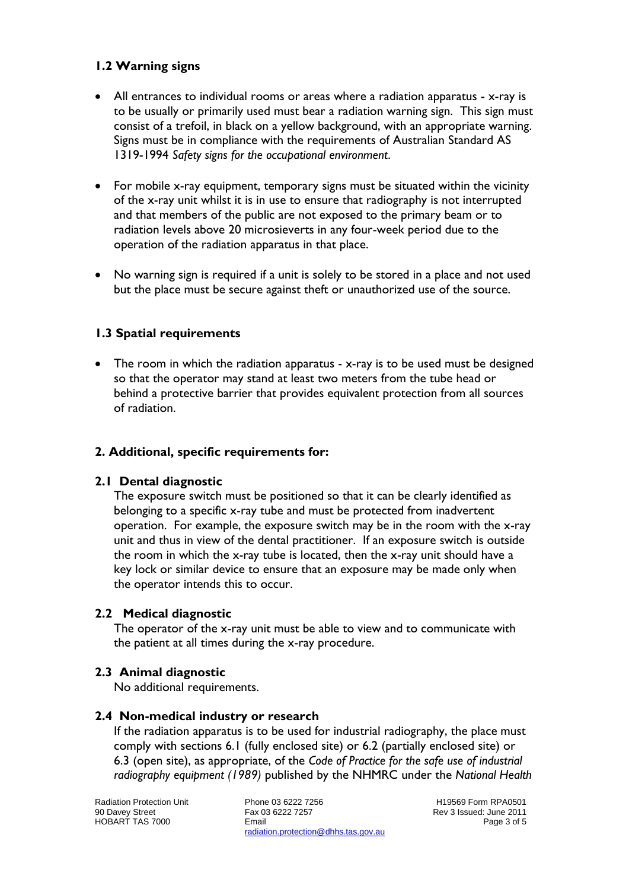### 1.2 Warning signs

- All entrances to individual rooms or areas where a radiation apparatus - x-ray is to be usually or primarily used must bear a radiation warning sign. This sign must consist of a trefoil, in black on a yellow background, with an appropriate warning. Signs must be in compliance with the requirements of Australian Standard AS 1319-1994 *Safety signs for the occupational environment*.

- For mobile x-ray equipment, temporary signs must be situated within the vicinity of the x-ray unit whilst it is in use to ensure that radiography is not interrupted and that members of the public are not exposed to the primary beam or to radiation levels above 20 microsieverts in any four-week period due to the operation of the radiation apparatus in that place.

- No warning sign is required if a unit is solely to be stored in a place and not used but the place must be secure against theft or unauthorized use of the source.

### 1.3 Spatial requirements

- The room in which the radiation apparatus - x-ray is to be used must be designed so that the operator may stand at least two meters from the tube head or behind a protective barrier that provides equivalent protection from all sources of radiation.

## 2. Additional, specific requirements for:

### 2.1 Dental diagnostic

The exposure switch must be positioned so that it can be clearly identified as belonging to a specific x-ray tube and must be protected from inadvertent operation. For example, the exposure switch may be in the room with the x-ray unit and thus in view of the dental practitioner. If an exposure switch is outside the room in which the x-ray tube is located, then the x-ray unit should have a key lock or similar device to ensure that an exposure may be made only when the operator intends this to occur.

### 2.2 Medical diagnostic

The operator of the x-ray unit must be able to view and to communicate with the patient at all times during the x-ray procedure.

### 2.3 Animal diagnostic

No additional requirements.

### 2.4 Non-medical industry or research

If the radiation apparatus is to be used for industrial radiography, the place must comply with sections 6.1 (fully enclosed site) or 6.2 (partially enclosed site) or 6.3 (open site), as appropriate, of the *Code of Practice for the safe use of industrial radiography equipment (1989)* published by the NHMRC under the *National Health*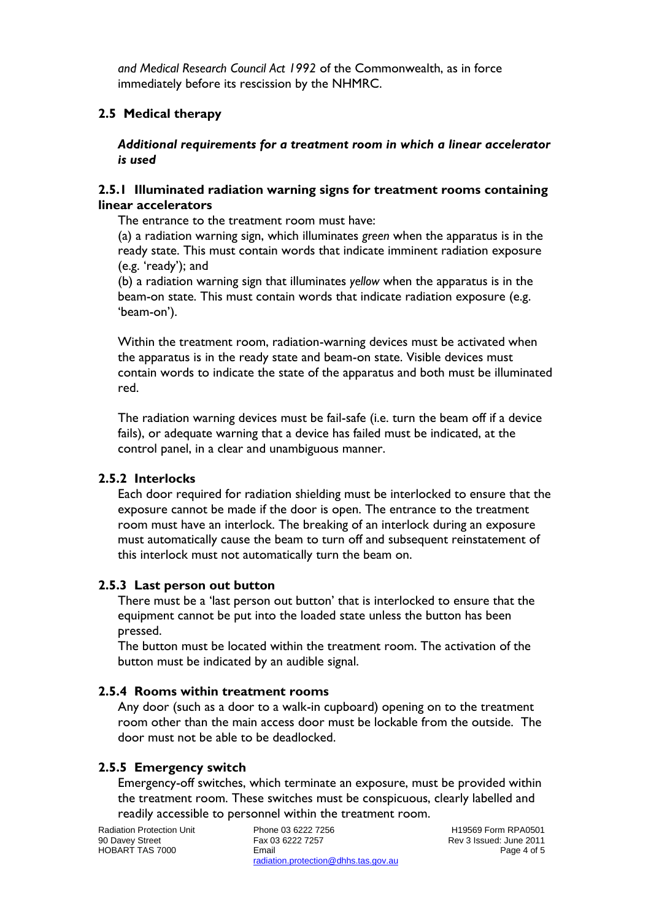*and Medical Research Council Act 1992* of the Commonwealth, as in force immediately before its rescission by the NHMRC.

## 2.5 Medical therapy

***Additional requirements for a treatment room in which a linear accelerator is used***

### 2.5.1 Illuminated radiation warning signs for treatment rooms containing linear accelerators

The entrance to the treatment room must have:

(a) a radiation warning sign, which illuminates *green* when the apparatus is in the ready state. This must contain words that indicate imminent radiation exposure (e.g. 'ready'); and

(b) a radiation warning sign that illuminates *yellow* when the apparatus is in the beam-on state. This must contain words that indicate radiation exposure (e.g. 'beam-on').

Within the treatment room, radiation-warning devices must be activated when the apparatus is in the ready state and beam-on state. Visible devices must contain words to indicate the state of the apparatus and both must be illuminated red.

The radiation warning devices must be fail-safe (i.e. turn the beam off if a device fails), or adequate warning that a device has failed must be indicated, at the control panel, in a clear and unambiguous manner.

### 2.5.2 Interlocks

Each door required for radiation shielding must be interlocked to ensure that the exposure cannot be made if the door is open. The entrance to the treatment room must have an interlock. The breaking of an interlock during an exposure must automatically cause the beam to turn off and subsequent reinstatement of this interlock must not automatically turn the beam on.

### 2.5.3 Last person out button

There must be a 'last person out button' that is interlocked to ensure that the equipment cannot be put into the loaded state unless the button has been pressed.

The button must be located within the treatment room. The activation of the button must be indicated by an audible signal.

### 2.5.4 Rooms within treatment rooms

Any door (such as a door to a walk-in cupboard) opening on to the treatment room other than the main access door must be lockable from the outside. The door must not be able to be deadlocked.

### 2.5.5 Emergency switch

Emergency-off switches, which terminate an exposure, must be provided within the treatment room. These switches must be conspicuous, clearly labelled and readily accessible to personnel within the treatment room.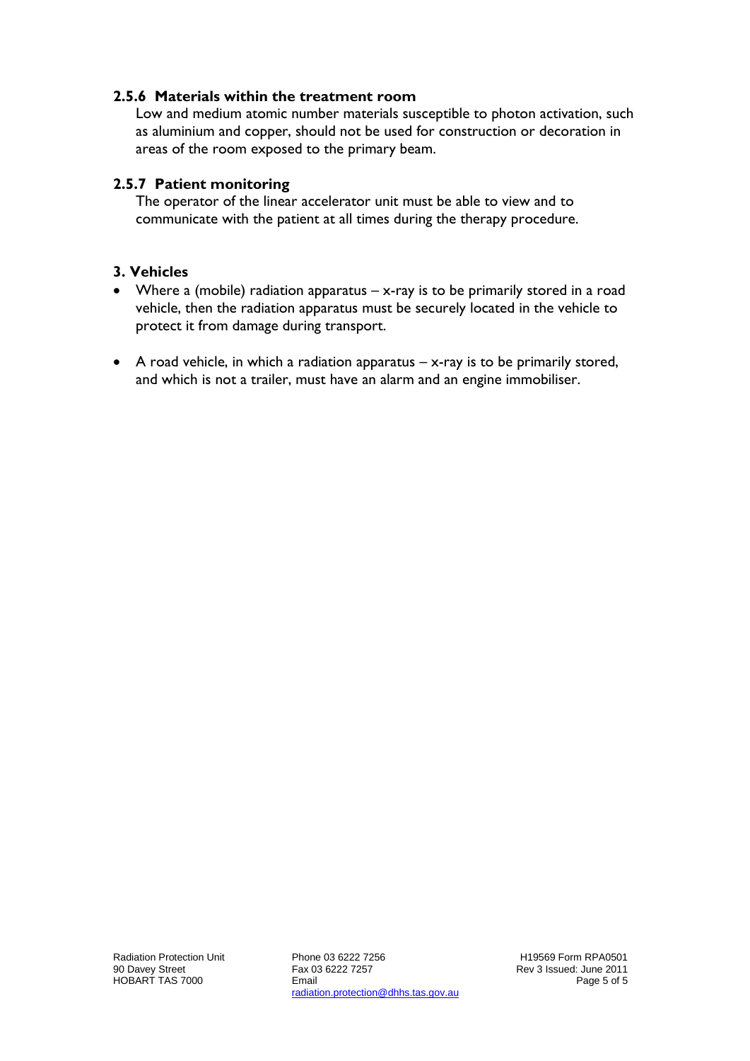### 2.5.6 Materials within the treatment room

Low and medium atomic number materials susceptible to photon activation, such as aluminium and copper, should not be used for construction or decoration in areas of the room exposed to the primary beam.

### 2.5.7 Patient monitoring

The operator of the linear accelerator unit must be able to view and to communicate with the patient at all times during the therapy procedure.

## 3. Vehicles

- Where a (mobile) radiation apparatus – x-ray is to be primarily stored in a road vehicle, then the radiation apparatus must be securely located in the vehicle to protect it from damage during transport.
- A road vehicle, in which a radiation apparatus – x-ray is to be primarily stored, and which is not a trailer, must have an alarm and an engine immobiliser.